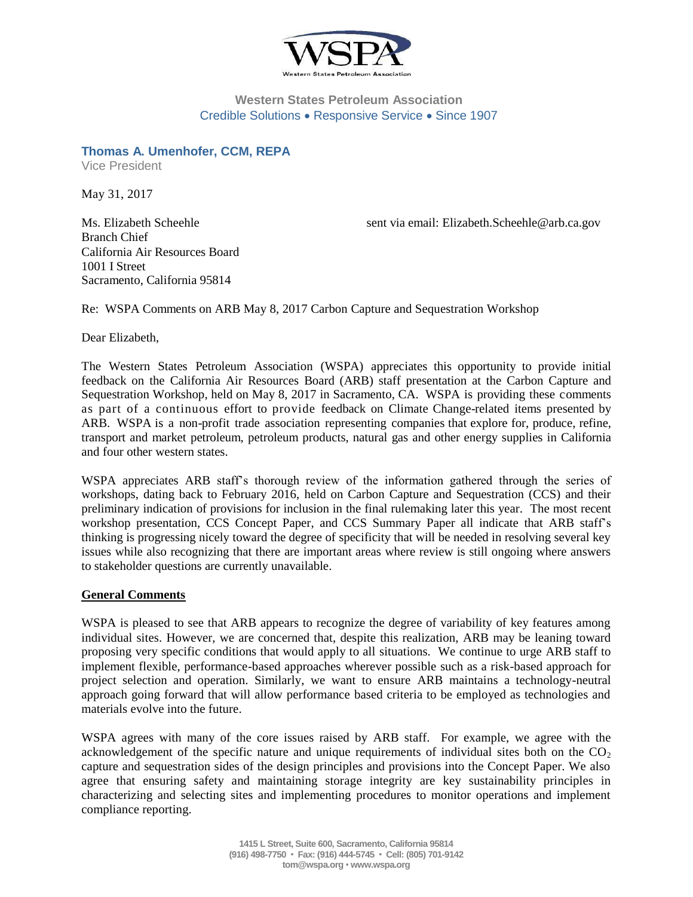**Western States Petroleum Association**
Credible Solutions • Responsive Service • Since 1907

**Thomas A. Umenhofer, CCM, REPA**
Vice President

May 31, 2017

Ms. Elizabeth Scheehle
Branch Chief
California Air Resources Board
1001 I Street
Sacramento, California 95814

sent via email: Elizabeth.Scheehle@arb.ca.gov

Re: WSPA Comments on ARB May 8, 2017 Carbon Capture and Sequestration Workshop

Dear Elizabeth,

The Western States Petroleum Association (WSPA) appreciates this opportunity to provide initial feedback on the California Air Resources Board (ARB) staff presentation at the Carbon Capture and Sequestration Workshop, held on May 8, 2017 in Sacramento, CA. WSPA is providing these comments as part of a continuous effort to provide feedback on Climate Change-related items presented by ARB. WSPA is a non-profit trade association representing companies that explore for, produce, refine, transport and market petroleum, petroleum products, natural gas and other energy supplies in California and four other western states.

WSPA appreciates ARB staff's thorough review of the information gathered through the series of workshops, dating back to February 2016, held on Carbon Capture and Sequestration (CCS) and their preliminary indication of provisions for inclusion in the final rulemaking later this year. The most recent workshop presentation, CCS Concept Paper, and CCS Summary Paper all indicate that ARB staff's thinking is progressing nicely toward the degree of specificity that will be needed in resolving several key issues while also recognizing that there are important areas where review is still ongoing where answers to stakeholder questions are currently unavailable.

**General Comments**

WSPA is pleased to see that ARB appears to recognize the degree of variability of key features among individual sites. However, we are concerned that, despite this realization, ARB may be leaning toward proposing very specific conditions that would apply to all situations. We continue to urge ARB staff to implement flexible, performance-based approaches wherever possible such as a risk-based approach for project selection and operation. Similarly, we want to ensure ARB maintains a technology-neutral approach going forward that will allow performance based criteria to be employed as technologies and materials evolve into the future.

WSPA agrees with many of the core issues raised by ARB staff. For example, we agree with the acknowledgement of the specific nature and unique requirements of individual sites both on the $CO_2$ capture and sequestration sides of the design principles and provisions into the Concept Paper. We also agree that ensuring safety and maintaining storage integrity are key sustainability principles in characterizing and selecting sites and implementing procedures to monitor operations and implement compliance reporting.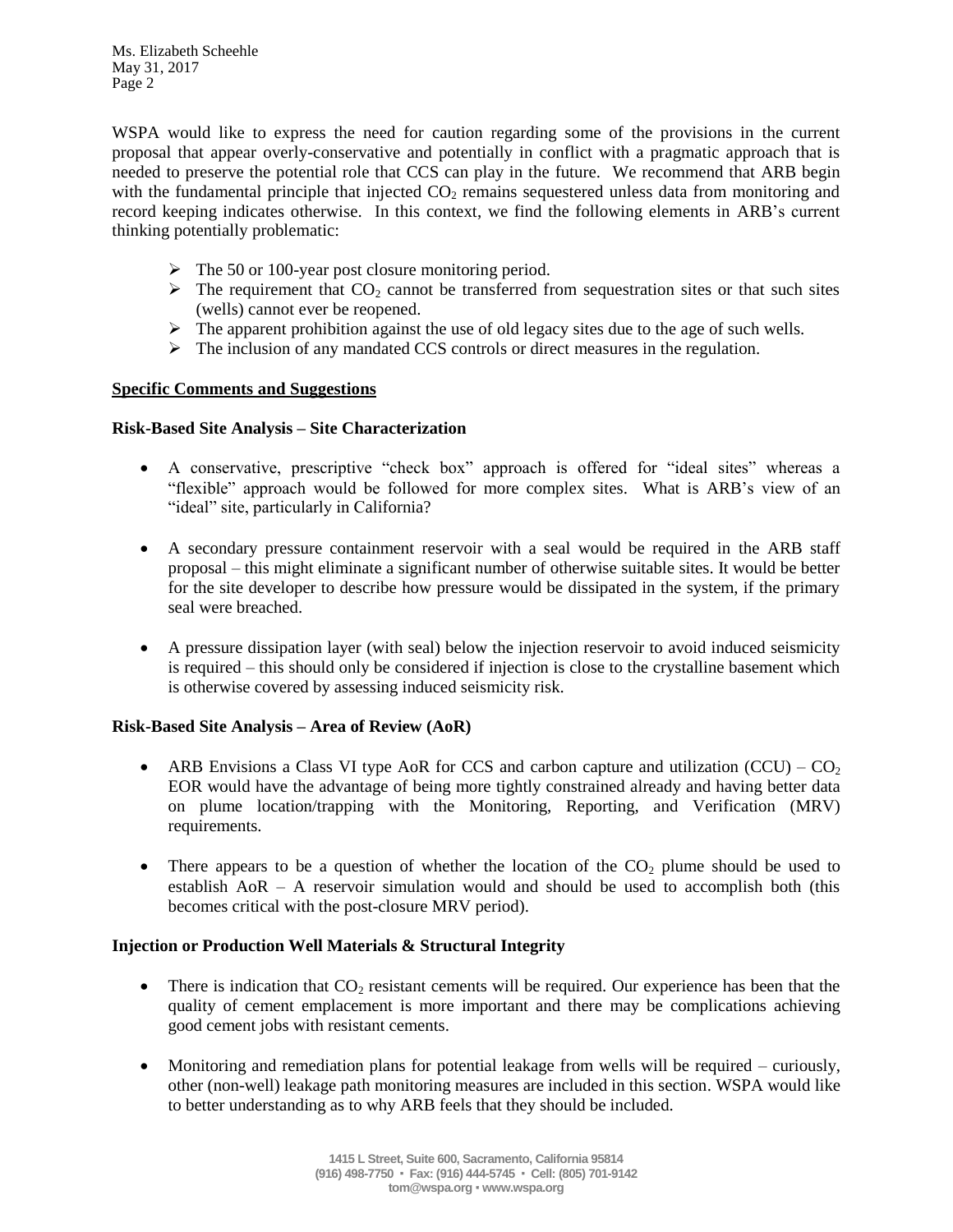WSPA would like to express the need for caution regarding some of the provisions in the current proposal that appear overly-conservative and potentially in conflict with a pragmatic approach that is needed to preserve the potential role that CCS can play in the future. We recommend that ARB begin with the fundamental principle that injected $CO_2$ remains sequestered unless data from monitoring and record keeping indicates otherwise. In this context, we find the following elements in ARB's current thinking potentially problematic:

- The 50 or 100-year post closure monitoring period.
- The requirement that $CO_2$ cannot be transferred from sequestration sites or that such sites (wells) cannot ever be reopened.
- The apparent prohibition against the use of old legacy sites due to the age of such wells.
- The inclusion of any mandated CCS controls or direct measures in the regulation.

**Specific Comments and Suggestions**

**Risk-Based Site Analysis – Site Characterization**

- A conservative, prescriptive "check box" approach is offered for "ideal sites" whereas a "flexible" approach would be followed for more complex sites. What is ARB's view of an "ideal" site, particularly in California?

- A secondary pressure containment reservoir with a seal would be required in the ARB staff proposal – this might eliminate a significant number of otherwise suitable sites. It would be better for the site developer to describe how pressure would be dissipated in the system, if the primary seal were breached.

- A pressure dissipation layer (with seal) below the injection reservoir to avoid induced seismicity is required – this should only be considered if injection is close to the crystalline basement which is otherwise covered by assessing induced seismicity risk.

**Risk-Based Site Analysis – Area of Review (AoR)**

- ARB Envisions a Class VI type AoR for CCS and carbon capture and utilization (CCU) – $CO_2$ EOR would have the advantage of being more tightly constrained already and having better data on plume location/trapping with the Monitoring, Reporting, and Verification (MRV) requirements.

- There appears to be a question of whether the location of the $CO_2$ plume should be used to establish AoR – A reservoir simulation would and should be used to accomplish both (this becomes critical with the post-closure MRV period).

**Injection or Production Well Materials & Structural Integrity**

- There is indication that $CO_2$ resistant cements will be required. Our experience has been that the quality of cement emplacement is more important and there may be complications achieving good cement jobs with resistant cements.

- Monitoring and remediation plans for potential leakage from wells will be required – curiously, other (non-well) leakage path monitoring measures are included in this section. WSPA would like to better understanding as to why ARB feels that they should be included.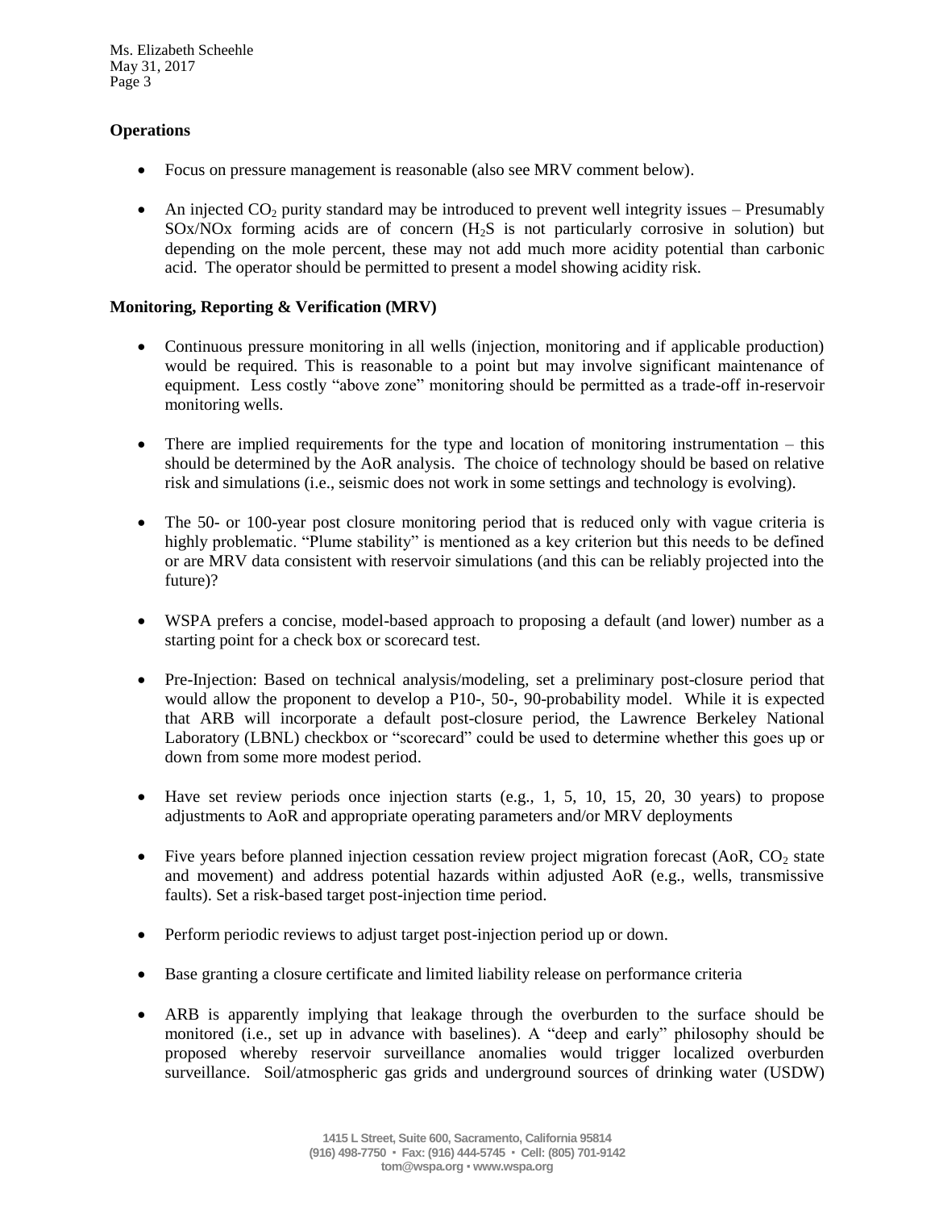**Operations**

- Focus on pressure management is reasonable (also see MRV comment below).

- An injected $CO_2$ purity standard may be introduced to prevent well integrity issues – Presumably SOx/NOx forming acids are of concern ($H_2S$ is not particularly corrosive in solution) but depending on the mole percent, these may not add much more acidity potential than carbonic acid. The operator should be permitted to present a model showing acidity risk.

**Monitoring, Reporting & Verification (MRV)**

- Continuous pressure monitoring in all wells (injection, monitoring and if applicable production) would be required. This is reasonable to a point but may involve significant maintenance of equipment. Less costly "above zone" monitoring should be permitted as a trade-off in-reservoir monitoring wells.

- There are implied requirements for the type and location of monitoring instrumentation – this should be determined by the AoR analysis. The choice of technology should be based on relative risk and simulations (i.e., seismic does not work in some settings and technology is evolving).

- The 50- or 100-year post closure monitoring period that is reduced only with vague criteria is highly problematic. "Plume stability" is mentioned as a key criterion but this needs to be defined or are MRV data consistent with reservoir simulations (and this can be reliably projected into the future)?

- WSPA prefers a concise, model-based approach to proposing a default (and lower) number as a starting point for a check box or scorecard test.

- Pre-Injection: Based on technical analysis/modeling, set a preliminary post-closure period that would allow the proponent to develop a P10-, 50-, 90-probability model. While it is expected that ARB will incorporate a default post-closure period, the Lawrence Berkeley National Laboratory (LBNL) checkbox or "scorecard" could be used to determine whether this goes up or down from some more modest period.

- Have set review periods once injection starts (e.g., 1, 5, 10, 15, 20, 30 years) to propose adjustments to AoR and appropriate operating parameters and/or MRV deployments

- Five years before planned injection cessation review project migration forecast (AoR, $CO_2$ state and movement) and address potential hazards within adjusted AoR (e.g., wells, transmissive faults). Set a risk-based target post-injection time period.

- Perform periodic reviews to adjust target post-injection period up or down.

- Base granting a closure certificate and limited liability release on performance criteria

- ARB is apparently implying that leakage through the overburden to the surface should be monitored (i.e., set up in advance with baselines). A "deep and early" philosophy should be proposed whereby reservoir surveillance anomalies would trigger localized overburden surveillance. Soil/atmospheric gas grids and underground sources of drinking water (USDW)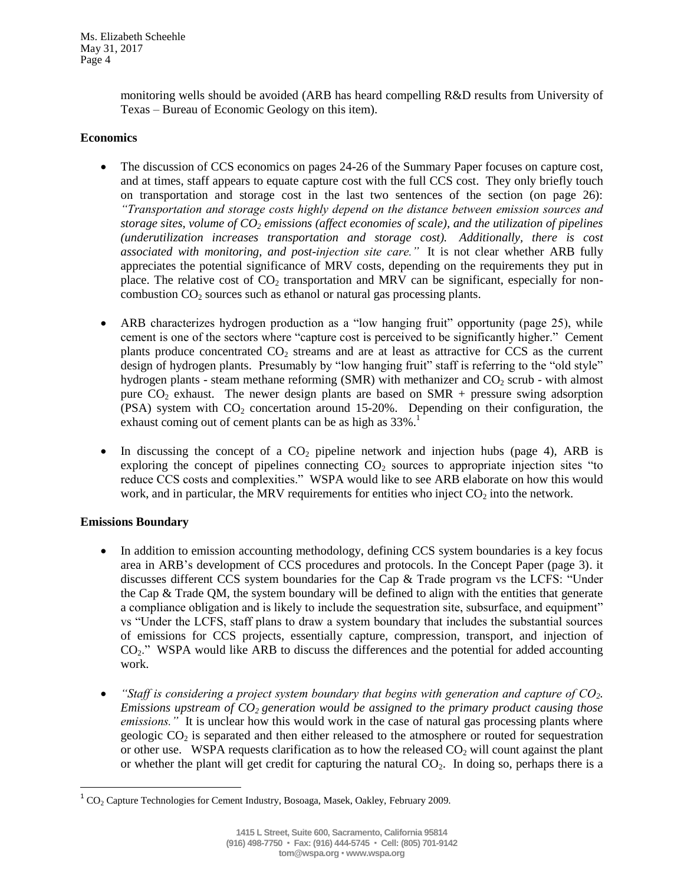monitoring wells should be avoided (ARB has heard compelling R&D results from University of Texas – Bureau of Economic Geology on this item).

**Economics**

- The discussion of CCS economics on pages 24-26 of the Summary Paper focuses on capture cost, and at times, staff appears to equate capture cost with the full CCS cost. They only briefly touch on transportation and storage cost in the last two sentences of the section (on page 26): *"Transportation and storage costs highly depend on the distance between emission sources and storage sites, volume of $CO_2$ emissions (affect economies of scale), and the utilization of pipelines (underutilization increases transportation and storage cost). Additionally, there is cost associated with monitoring, and post-injection site care."* It is not clear whether ARB fully appreciates the potential significance of MRV costs, depending on the requirements they put in place. The relative cost of $CO_2$ transportation and MRV can be significant, especially for non-combustion $CO_2$ sources such as ethanol or natural gas processing plants.

- ARB characterizes hydrogen production as a "low hanging fruit" opportunity (page 25), while cement is one of the sectors where "capture cost is perceived to be significantly higher." Cement plants produce concentrated $CO_2$ streams and are at least as attractive for CCS as the current design of hydrogen plants. Presumably by "low hanging fruit" staff is referring to the "old style" hydrogen plants - steam methane reforming (SMR) with methanizer and $CO_2$ scrub - with almost pure $CO_2$ exhaust. The newer design plants are based on SMR + pressure swing adsorption (PSA) system with $CO_2$ concertation around 15-20%. Depending on their configuration, the exhaust coming out of cement plants can be as high as 33%.[1]

- In discussing the concept of a $CO_2$ pipeline network and injection hubs (page 4), ARB is exploring the concept of pipelines connecting $CO_2$ sources to appropriate injection sites "to reduce CCS costs and complexities." WSPA would like to see ARB elaborate on how this would work, and in particular, the MRV requirements for entities who inject $CO_2$ into the network.

**Emissions Boundary**

- In addition to emission accounting methodology, defining CCS system boundaries is a key focus area in ARB's development of CCS procedures and protocols. In the Concept Paper (page 3). it discusses different CCS system boundaries for the Cap & Trade program vs the LCFS: "Under the Cap & Trade QM, the system boundary will be defined to align with the entities that generate a compliance obligation and is likely to include the sequestration site, subsurface, and equipment" vs "Under the LCFS, staff plans to draw a system boundary that includes the substantial sources of emissions for CCS projects, essentially capture, compression, transport, and injection of $CO_2$." WSPA would like ARB to discuss the differences and the potential for added accounting work.

- *"Staff is considering a project system boundary that begins with generation and capture of $CO_2$. Emissions upstream of $CO_2$ generation would be assigned to the primary product causing those emissions."* It is unclear how this would work in the case of natural gas processing plants where geologic $CO_2$ is separated and then either released to the atmosphere or routed for sequestration or other use. WSPA requests clarification as to how the released $CO_2$ will count against the plant or whether the plant will get credit for capturing the natural $CO_2$. In doing so, perhaps there is a

[1] $CO_2$ Capture Technologies for Cement Industry, Bosoaga, Masek, Oakley, February 2009.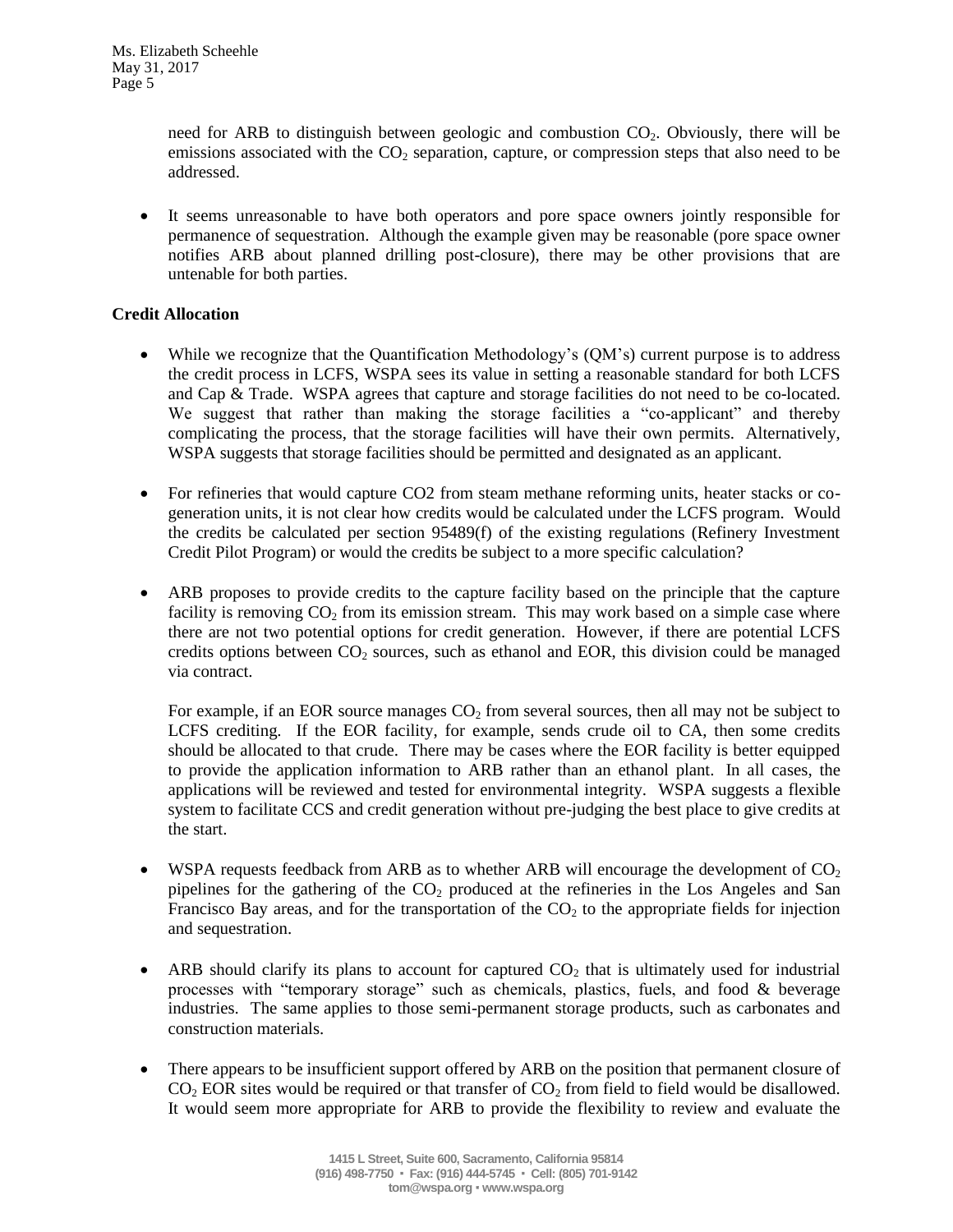need for ARB to distinguish between geologic and combustion $CO_2$. Obviously, there will be emissions associated with the $CO_2$ separation, capture, or compression steps that also need to be addressed.

- It seems unreasonable to have both operators and pore space owners jointly responsible for permanence of sequestration. Although the example given may be reasonable (pore space owner notifies ARB about planned drilling post-closure), there may be other provisions that are untenable for both parties.

**Credit Allocation**

- While we recognize that the Quantification Methodology's (QM's) current purpose is to address the credit process in LCFS, WSPA sees its value in setting a reasonable standard for both LCFS and Cap & Trade. WSPA agrees that capture and storage facilities do not need to be co-located. We suggest that rather than making the storage facilities a "co-applicant" and thereby complicating the process, that the storage facilities will have their own permits. Alternatively, WSPA suggests that storage facilities should be permitted and designated as an applicant.

- For refineries that would capture CO2 from steam methane reforming units, heater stacks or co-generation units, it is not clear how credits would be calculated under the LCFS program. Would the credits be calculated per section 95489(f) of the existing regulations (Refinery Investment Credit Pilot Program) or would the credits be subject to a more specific calculation?

- ARB proposes to provide credits to the capture facility based on the principle that the capture facility is removing $CO_2$ from its emission stream. This may work based on a simple case where there are not two potential options for credit generation. However, if there are potential LCFS credits options between $CO_2$ sources, such as ethanol and EOR, this division could be managed via contract.

  For example, if an EOR source manages $CO_2$ from several sources, then all may not be subject to LCFS crediting. If the EOR facility, for example, sends crude oil to CA, then some credits should be allocated to that crude. There may be cases where the EOR facility is better equipped to provide the application information to ARB rather than an ethanol plant. In all cases, the applications will be reviewed and tested for environmental integrity. WSPA suggests a flexible system to facilitate CCS and credit generation without pre-judging the best place to give credits at the start.

- WSPA requests feedback from ARB as to whether ARB will encourage the development of $CO_2$ pipelines for the gathering of the $CO_2$ produced at the refineries in the Los Angeles and San Francisco Bay areas, and for the transportation of the $CO_2$ to the appropriate fields for injection and sequestration.

- ARB should clarify its plans to account for captured $CO_2$ that is ultimately used for industrial processes with "temporary storage" such as chemicals, plastics, fuels, and food & beverage industries. The same applies to those semi-permanent storage products, such as carbonates and construction materials.

- There appears to be insufficient support offered by ARB on the position that permanent closure of $CO_2$ EOR sites would be required or that transfer of $CO_2$ from field to field would be disallowed. It would seem more appropriate for ARB to provide the flexibility to review and evaluate the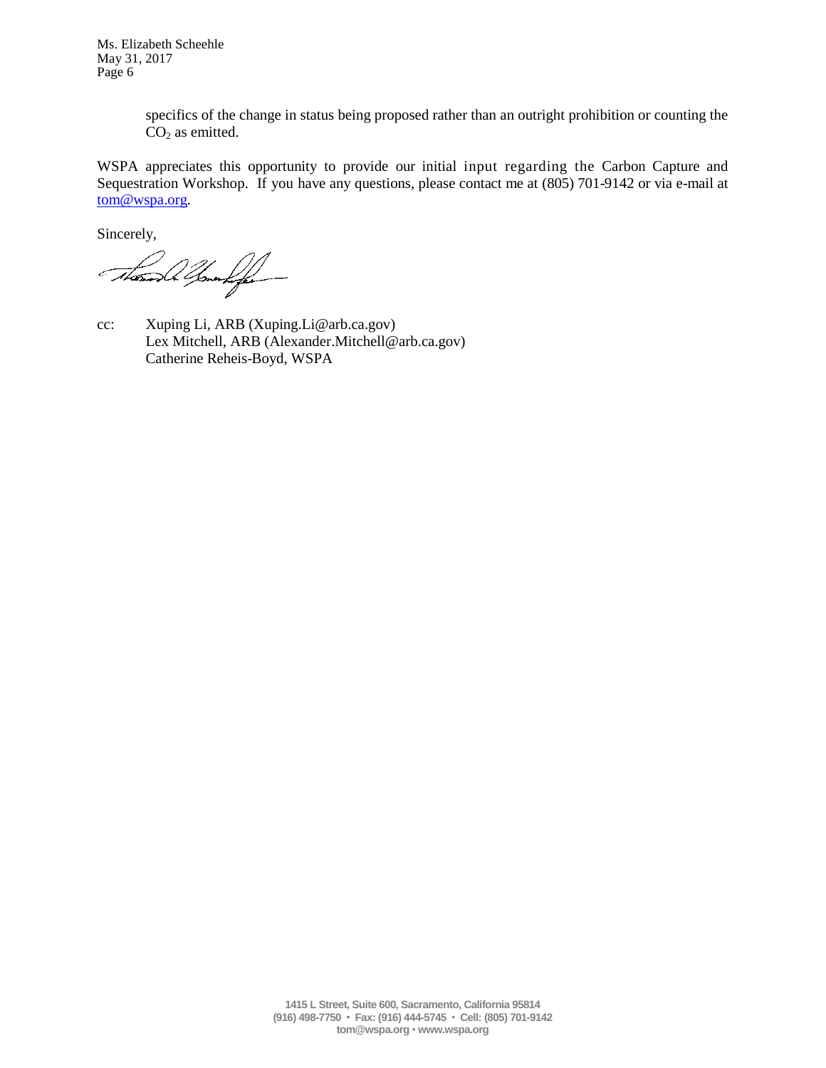specifics of the change in status being proposed rather than an outright prohibition or counting the $CO_2$ as emitted.

WSPA appreciates this opportunity to provide our initial input regarding the Carbon Capture and Sequestration Workshop. If you have any questions, please contact me at (805) 701-9142 or via e-mail at tom@wspa.org.

Sincerely,

cc: Xuping Li, ARB (Xuping.Li@arb.ca.gov)
Lex Mitchell, ARB (Alexander.Mitchell@arb.ca.gov)
Catherine Reheis-Boyd, WSPA